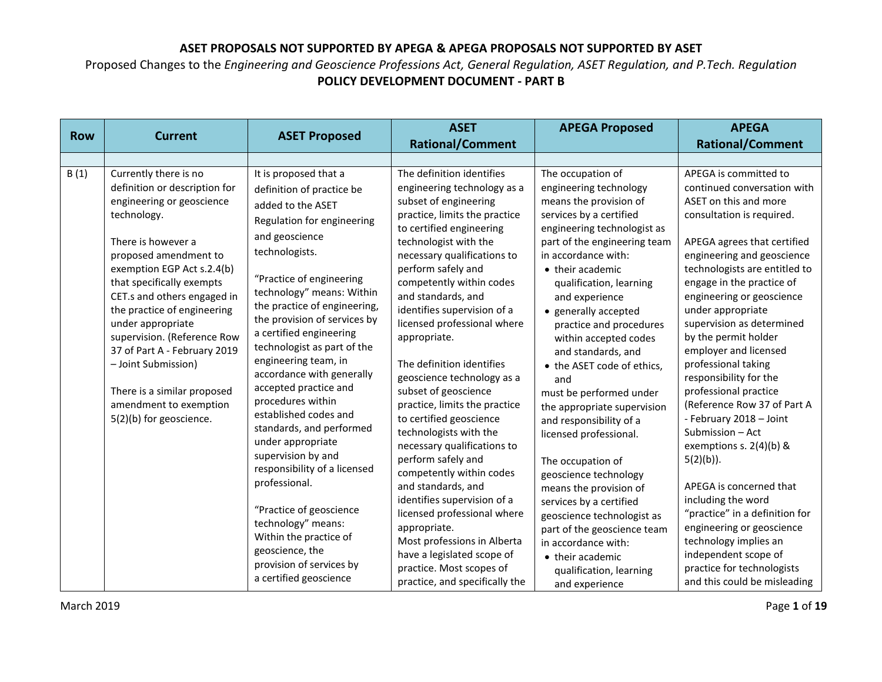**ASET PROPOSALS NOT SUPPORTED BY APEGA & APEGA PROPOSALS NOT SUPPORTED BY ASET**

Proposed Changes to the *Engineering and Geoscience Professions Act, General Regulation, ASET Regulation, and P.Tech. Regulation*

**POLICY DEVELOPMENT DOCUMENT - PART B**

| Row | Current | ASET Proposed | ASET Rational/Comment | APEGA Proposed | APEGA Rational/Comment |
|---|---|---|---|---|---|
| | | | | | |
| B (1) | Currently there is no definition or description for engineering or geoscience technology.<br><br>There is however a proposed amendment to exemption EGP Act s.2.4(b) that specifically exempts CET.s and others engaged in the practice of engineering under appropriate supervision. (Reference Row 37 of Part A - February 2019 – Joint Submission)<br><br>There is a similar proposed amendment to exemption 5(2)(b) for geoscience. | It is proposed that a definition of practice be added to the ASET Regulation for engineering and geoscience technologists.<br><br>"Practice of engineering technology" means: Within the practice of engineering, the provision of services by a certified engineering technologist as part of the engineering team, in accordance with generally accepted practice and procedures within established codes and standards, and performed under appropriate supervision by and responsibility of a licensed professional.<br><br>"Practice of geoscience technology" means: Within the practice of geoscience, the provision of services by a certified geoscience | The definition identifies engineering technology as a subset of engineering practice, limits the practice to certified engineering technologist with the necessary qualifications to perform safely and competently within codes and standards, and identifies supervision of a licensed professional where appropriate.<br><br>The definition identifies geoscience technology as a subset of geoscience practice, limits the practice to certified geoscience technologists with the necessary qualifications to perform safely and competently within codes and standards, and identifies supervision of a licensed professional where appropriate.<br>Most professions in Alberta have a legislated scope of practice. Most scopes of practice, and specifically the | The occupation of engineering technology means the provision of services by a certified engineering technologist as part of the engineering team in accordance with:<br>• their academic qualification, learning and experience<br>• generally accepted practice and procedures within accepted codes and standards, and<br>• the ASET code of ethics, and<br>must be performed under the appropriate supervision and responsibility of a licensed professional.<br><br>The occupation of geoscience technology means the provision of services by a certified geoscience technologist as part of the geoscience team in accordance with:<br>• their academic qualification, learning and experience | APEGA is committed to continued conversation with ASET on this and more consultation is required.<br><br>APEGA agrees that certified engineering and geoscience technologists are entitled to engage in the practice of engineering or geoscience under appropriate supervision as determined by the permit holder employer and licensed professional taking responsibility for the professional practice (Reference Row 37 of Part A - February 2018 – Joint Submission – Act exemptions s. 2(4)(b) & 5(2)(b)).<br><br>APEGA is concerned that including the word "practice" in a definition for engineering or geoscience technology implies an independent scope of practice for technologists and this could be misleading |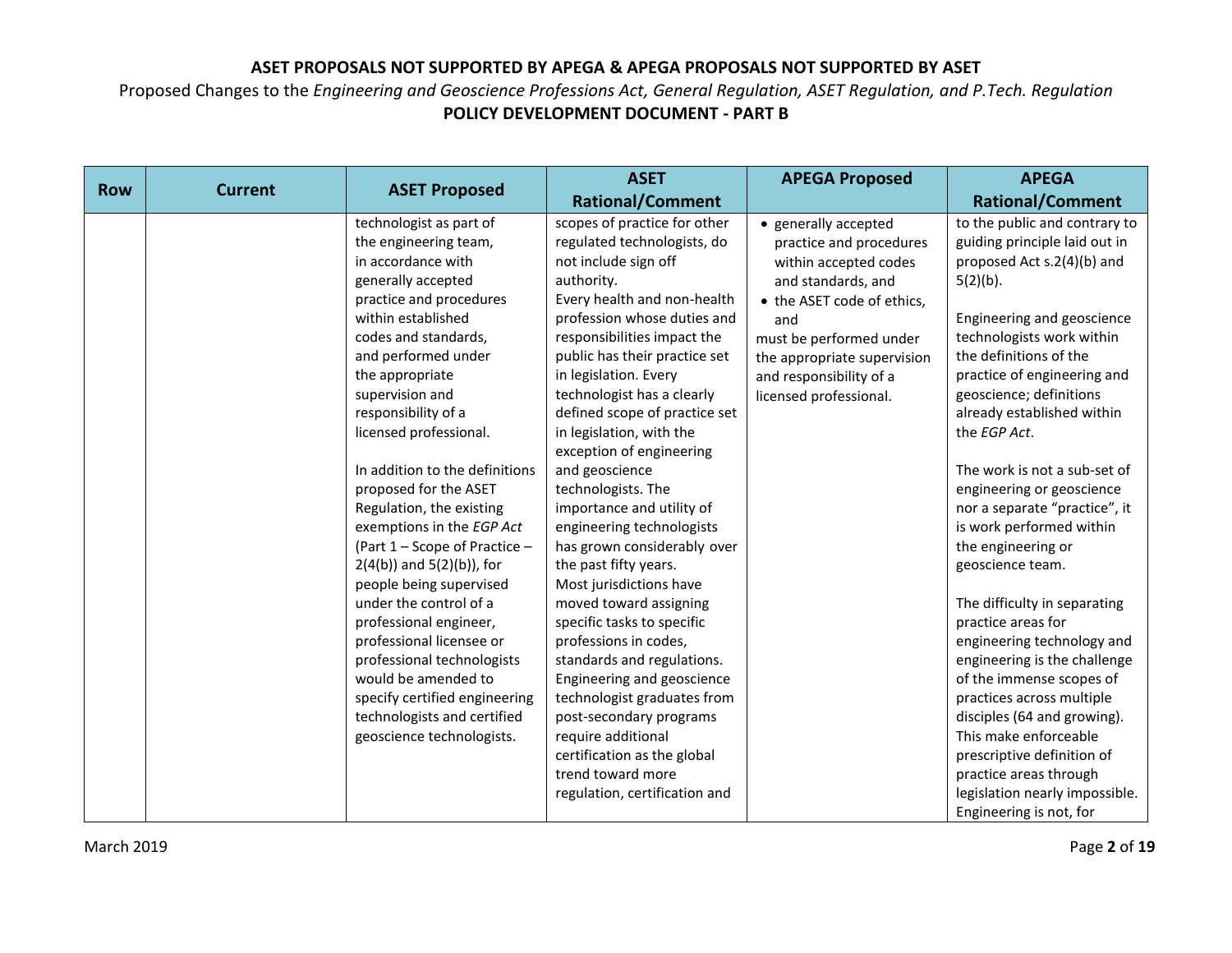# ASET PROPOSALS NOT SUPPORTED BY APEGA & APEGA PROPOSALS NOT SUPPORTED BY ASET

Proposed Changes to the *Engineering and Geoscience Professions Act, General Regulation, ASET Regulation, and P.Tech. Regulation*

**POLICY DEVELOPMENT DOCUMENT - PART B**

| Row | Current | ASET Proposed | ASET Rational/Comment | APEGA Proposed | APEGA Rational/Comment |
|---|---|---|---|---|---|
| | | technologist as part of the engineering team, in accordance with generally accepted practice and procedures within established codes and standards, and performed under the appropriate supervision and responsibility of a licensed professional.<br><br>In addition to the definitions proposed for the ASET Regulation, the existing exemptions in the *EGP Act* (Part 1 – Scope of Practice – 2(4(b)) and 5(2)(b)), for people being supervised under the control of a professional engineer, professional licensee or professional technologists would be amended to specify certified engineering technologists and certified geoscience technologists. | scopes of practice for other regulated technologists, do not include sign off authority.<br>Every health and non-health profession whose duties and responsibilities impact the public has their practice set in legislation. Every technologist has a clearly defined scope of practice set in legislation, with the exception of engineering and geoscience technologists. The importance and utility of engineering technologists has grown considerably over the past fifty years.<br>Most jurisdictions have moved toward assigning specific tasks to specific professions in codes, standards and regulations.<br>Engineering and geoscience technologist graduates from post-secondary programs require additional certification as the global trend toward more regulation, certification and | • generally accepted practice and procedures within accepted codes and standards, and<br>• the ASET code of ethics, and<br>must be performed under the appropriate supervision and responsibility of a licensed professional. | to the public and contrary to guiding principle laid out in proposed Act s.2(4)(b) and 5(2)(b).<br><br>Engineering and geoscience technologists work within the definitions of the practice of engineering and geoscience; definitions already established within the *EGP Act*.<br><br>The work is not a sub-set of engineering or geoscience nor a separate "practice", it is work performed within the engineering or geoscience team.<br><br>The difficulty in separating practice areas for engineering technology and engineering is the challenge of the immense scopes of practices across multiple disciples (64 and growing). This make enforceable prescriptive definition of practice areas through legislation nearly impossible. Engineering is not, for |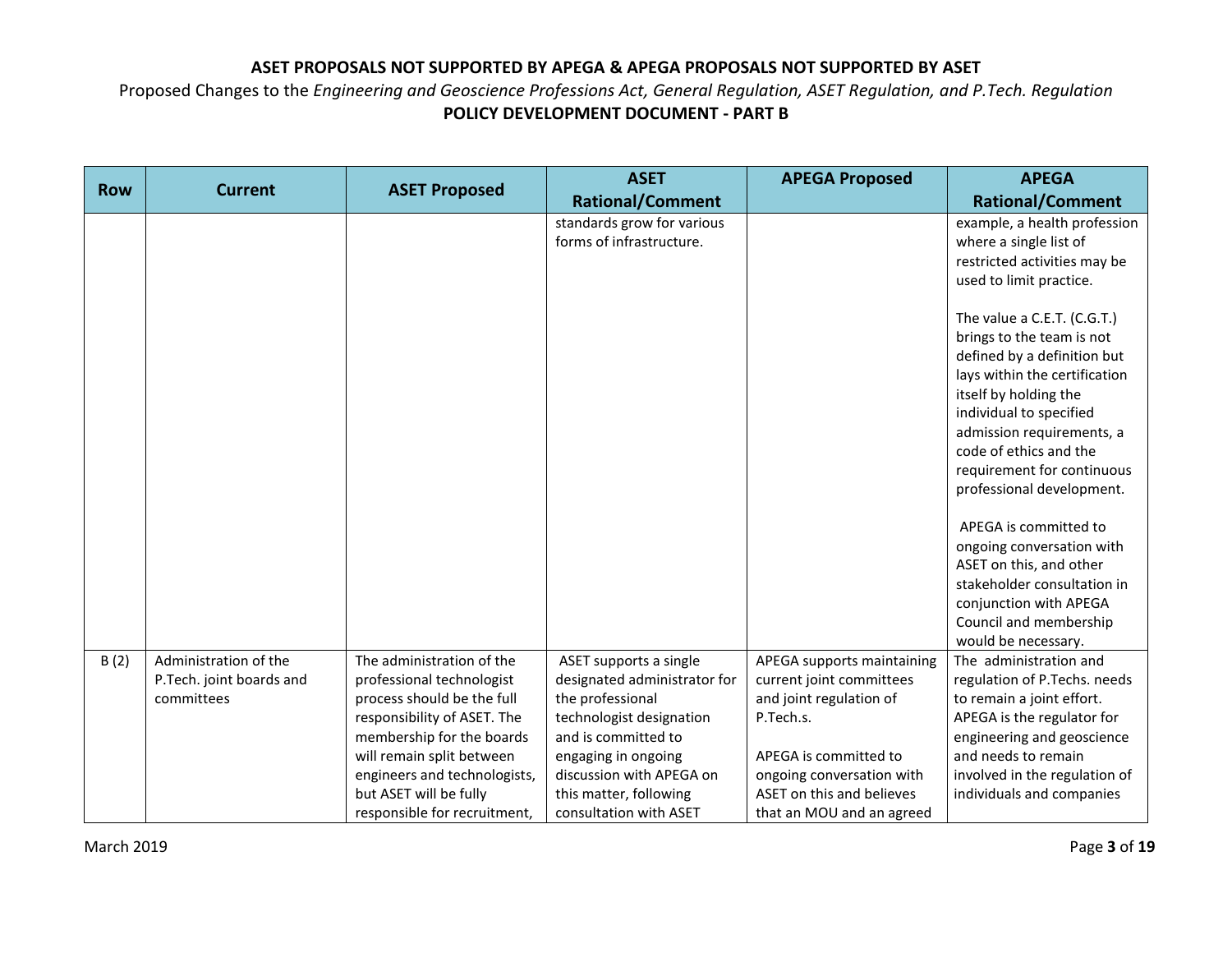**ASET PROPOSALS NOT SUPPORTED BY APEGA & APEGA PROPOSALS NOT SUPPORTED BY ASET**

Proposed Changes to the *Engineering and Geoscience Professions Act, General Regulation, ASET Regulation, and P.Tech. Regulation*

**POLICY DEVELOPMENT DOCUMENT - PART B**

| Row | Current | ASET Proposed | ASET Rational/Comment | APEGA Proposed | APEGA Rational/Comment |
|---|---|---|---|---|---|
| | | | standards grow for various forms of infrastructure. | | example, a health profession where a single list of restricted activities may be used to limit practice.<br><br>The value a C.E.T. (C.G.T.) brings to the team is not defined by a definition but lays within the certification itself by holding the individual to specified admission requirements, a code of ethics and the requirement for continuous professional development.<br><br>APEGA is committed to ongoing conversation with ASET on this, and other stakeholder consultation in conjunction with APEGA Council and membership would be necessary. |
| B (2) | Administration of the P.Tech. joint boards and committees | The administration of the professional technologist process should be the full responsibility of ASET. The membership for the boards will remain split between engineers and technologists, but ASET will be fully responsible for recruitment, | ASET supports a single designated administrator for the professional technologist designation and is committed to engaging in ongoing discussion with APEGA on this matter, following consultation with ASET | APEGA supports maintaining current joint committees and joint regulation of P.Tech.s.<br><br>APEGA is committed to ongoing conversation with ASET on this and believes that an MOU and an agreed | The administration and regulation of P.Techs. needs to remain a joint effort. APEGA is the regulator for engineering and geoscience and needs to remain involved in the regulation of individuals and companies |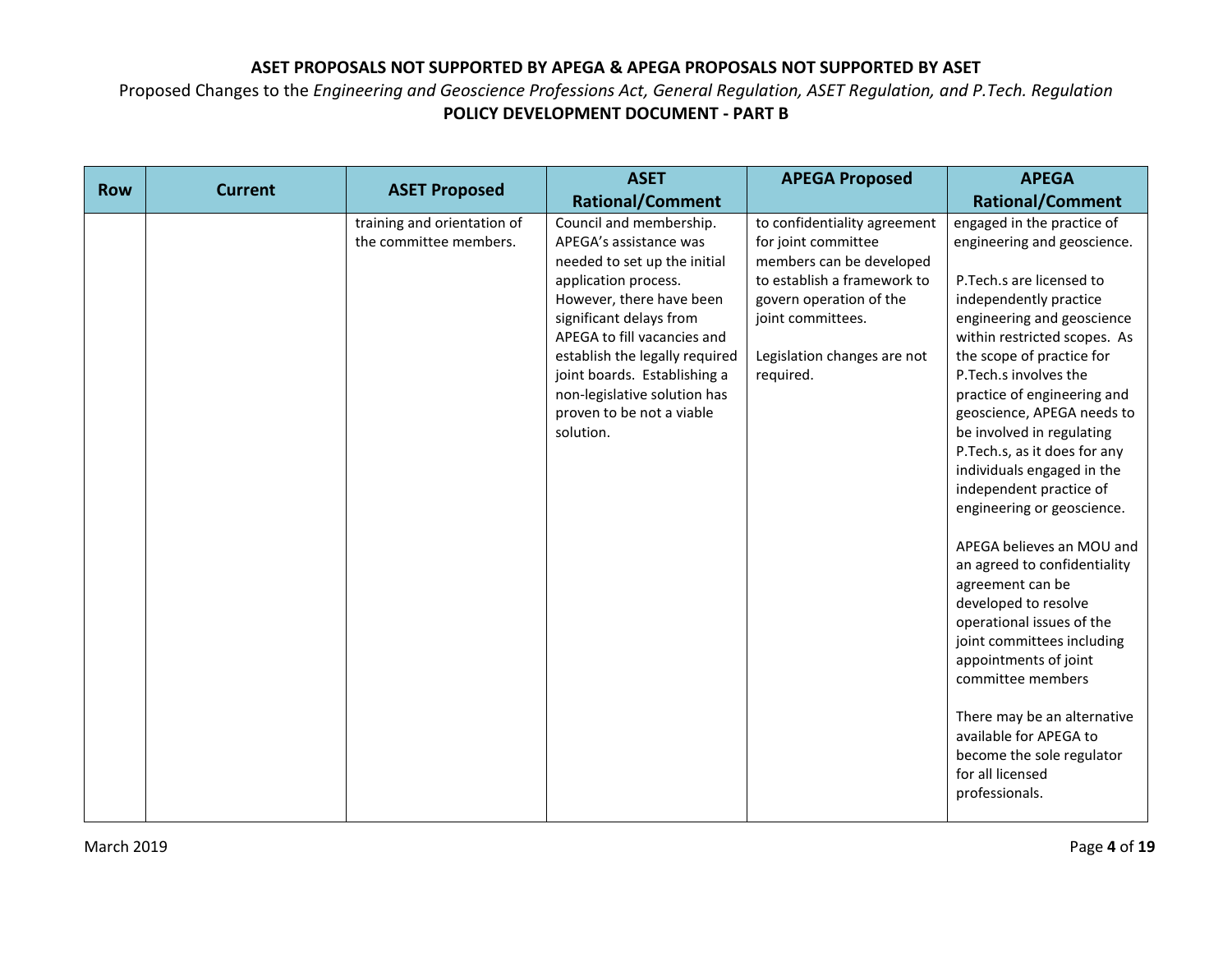**ASET PROPOSALS NOT SUPPORTED BY APEGA & APEGA PROPOSALS NOT SUPPORTED BY ASET**

Proposed Changes to the *Engineering and Geoscience Professions Act, General Regulation, ASET Regulation, and P.Tech. Regulation*

**POLICY DEVELOPMENT DOCUMENT - PART B**

| Row | Current | ASET Proposed | ASET Rational/Comment | APEGA Proposed | APEGA Rational/Comment |
|---|---|---|---|---|---|
| | | training and orientation of the committee members. | Council and membership. APEGA's assistance was needed to set up the initial application process. However, there have been significant delays from APEGA to fill vacancies and establish the legally required joint boards. Establishing a non-legislative solution has proven to be not a viable solution. | to confidentiality agreement for joint committee members can be developed to establish a framework to govern operation of the joint committees.<br><br>Legislation changes are not required. | engaged in the practice of engineering and geoscience.<br><br>P.Tech.s are licensed to independently practice engineering and geoscience within restricted scopes. As the scope of practice for P.Tech.s involves the practice of engineering and geoscience, APEGA needs to be involved in regulating P.Tech.s, as it does for any individuals engaged in the independent practice of engineering or geoscience.<br><br>APEGA believes an MOU and an agreed to confidentiality agreement can be developed to resolve operational issues of the joint committees including appointments of joint committee members<br><br>There may be an alternative available for APEGA to become the sole regulator for all licensed professionals. |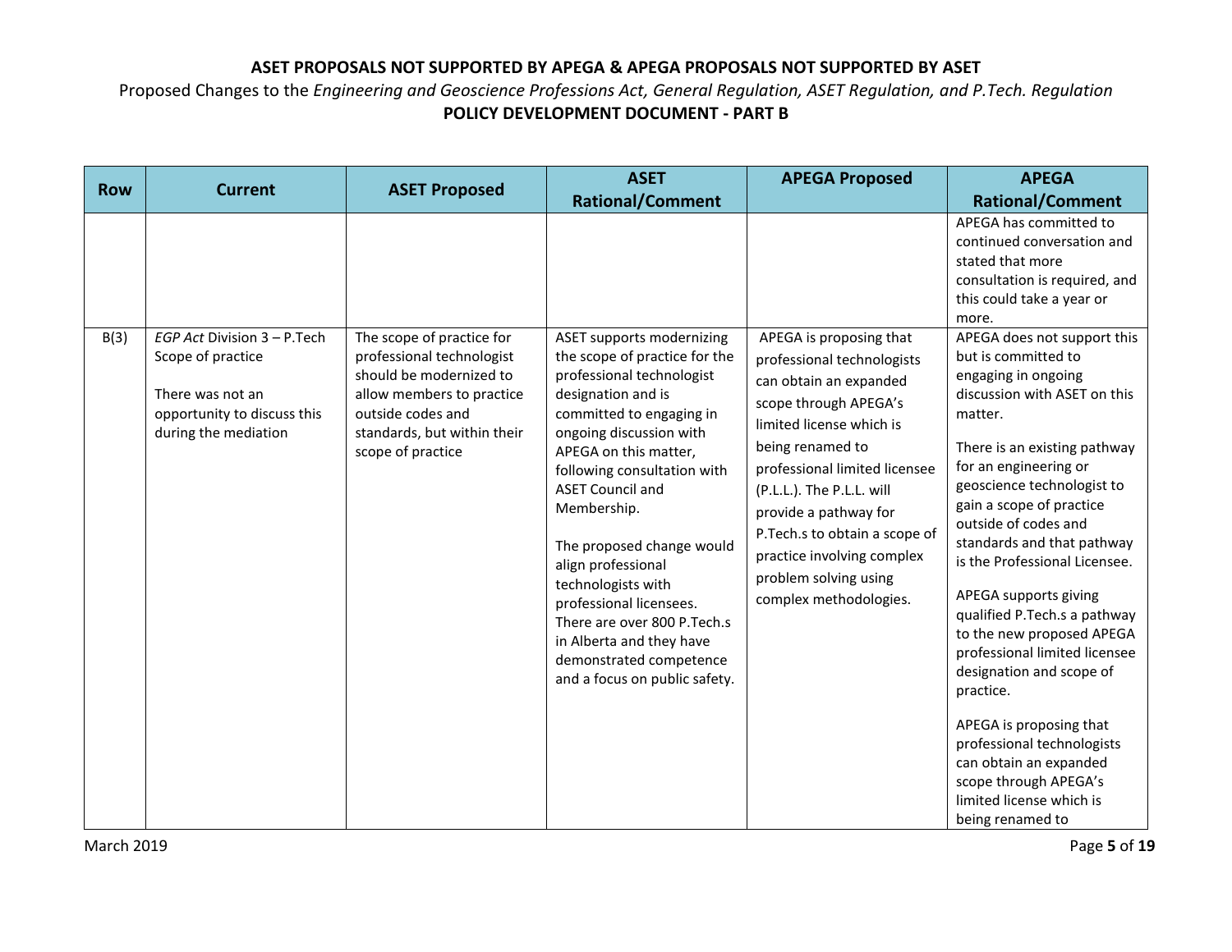**ASET PROPOSALS NOT SUPPORTED BY APEGA & APEGA PROPOSALS NOT SUPPORTED BY ASET**

Proposed Changes to the *Engineering and Geoscience Professions Act, General Regulation, ASET Regulation, and P.Tech. Regulation*

**POLICY DEVELOPMENT DOCUMENT - PART B**

| Row | Current | ASET Proposed | ASET Rational/Comment | APEGA Proposed | APEGA Rational/Comment |
|---|---|---|---|---|---|
| | | | | | APEGA has committed to continued conversation and stated that more consultation is required, and this could take a year or more. |
| B(3) | *EGP Act* Division 3 – P.Tech Scope of practice<br><br>There was not an opportunity to discuss this during the mediation | The scope of practice for professional technologist should be modernized to allow members to practice outside codes and standards, but within their scope of practice | ASET supports modernizing the scope of practice for the professional technologist designation and is committed to engaging in ongoing discussion with APEGA on this matter, following consultation with ASET Council and Membership.<br><br>The proposed change would align professional technologists with professional licensees. There are over 800 P.Tech.s in Alberta and they have demonstrated competence and a focus on public safety. | APEGA is proposing that professional technologists can obtain an expanded scope through APEGA's limited license which is being renamed to professional limited licensee (P.L.L.). The P.L.L. will provide a pathway for P.Tech.s to obtain a scope of practice involving complex problem solving using complex methodologies. | APEGA does not support this but is committed to engaging in ongoing discussion with ASET on this matter.<br><br>There is an existing pathway for an engineering or geoscience technologist to gain a scope of practice outside of codes and standards and that pathway is the Professional Licensee.<br><br>APEGA supports giving qualified P.Tech.s a pathway to the new proposed APEGA professional limited licensee designation and scope of practice.<br><br>APEGA is proposing that professional technologists can obtain an expanded scope through APEGA's limited license which is being renamed to |

March 2019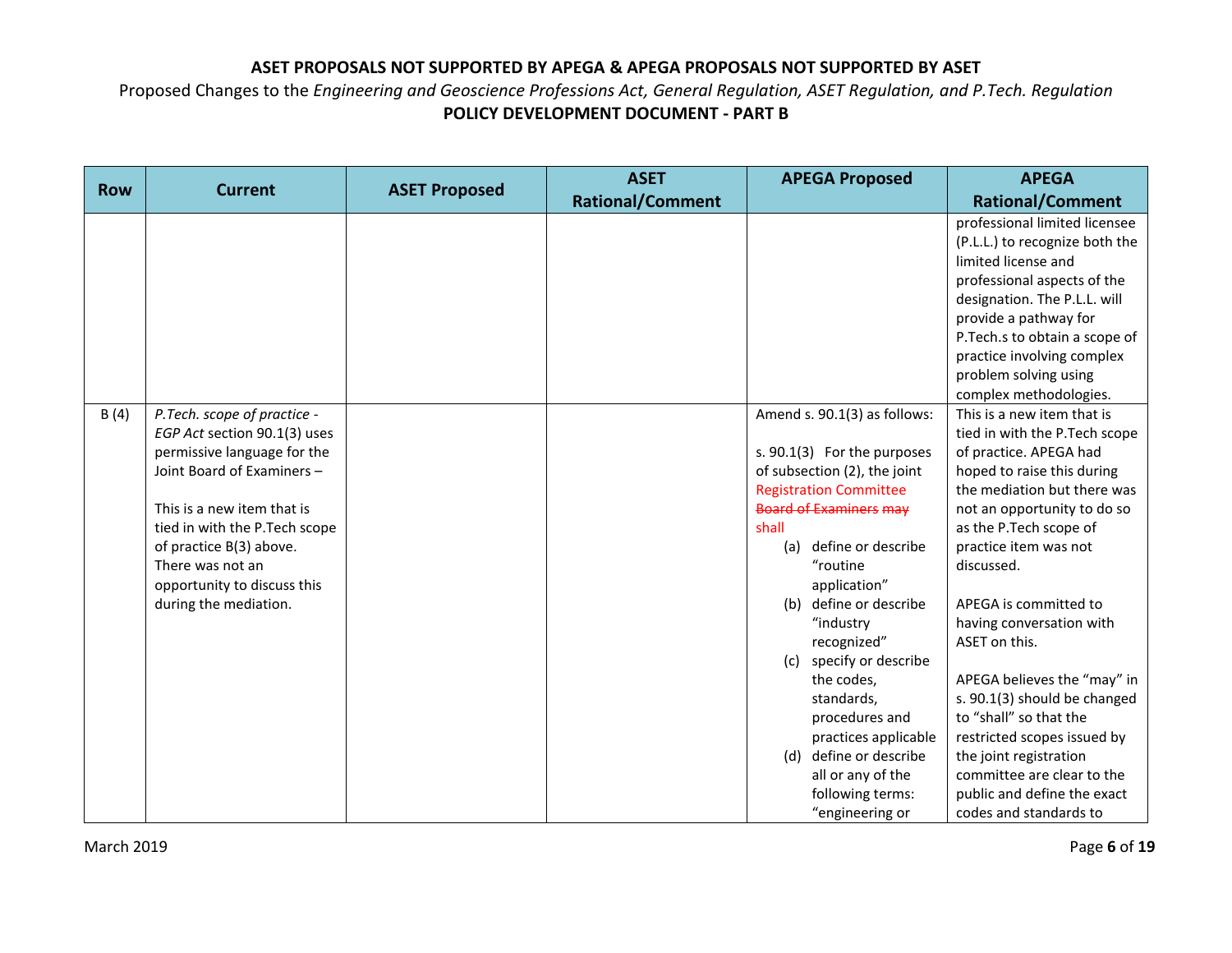**ASET PROPOSALS NOT SUPPORTED BY APEGA & APEGA PROPOSALS NOT SUPPORTED BY ASET**

Proposed Changes to the *Engineering and Geoscience Professions Act, General Regulation, ASET Regulation, and P.Tech. Regulation*

**POLICY DEVELOPMENT DOCUMENT - PART B**

| Row | Current | ASET Proposed | ASET Rational/Comment | APEGA Proposed | APEGA Rational/Comment |
|---|---|---|---|---|---|
| | | | | | professional limited licensee (P.L.L.) to recognize both the limited license and professional aspects of the designation. The P.L.L. will provide a pathway for P.Tech.s to obtain a scope of practice involving complex problem solving using complex methodologies. |
| B (4) | *P.Tech. scope of practice - EGP Act* section 90.1(3) uses permissive language for the Joint Board of Examiners –<br><br>This is a new item that is tied in with the P.Tech scope of practice B(3) above. There was not an opportunity to discuss this during the mediation. | | | Amend s. 90.1(3) as follows:<br><br>s. 90.1(3) For the purposes of subsection (2), the joint Registration Committee ~~Board of Examiners~~ ~~may~~ shall<br>(a) define or describe "routine application"<br>(b) define or describe "industry recognized"<br>(c) specify or describe the codes, standards, procedures and practices applicable<br>(d) define or describe all or any of the following terms: "engineering or | This is a new item that is tied in with the P.Tech scope of practice. APEGA had hoped to raise this during the mediation but there was not an opportunity to do so as the P.Tech scope of practice item was not discussed.<br><br>APEGA is committed to having conversation with ASET on this.<br><br>APEGA believes the "may" in s. 90.1(3) should be changed to "shall" so that the restricted scopes issued by the joint registration committee are clear to the public and define the exact codes and standards to |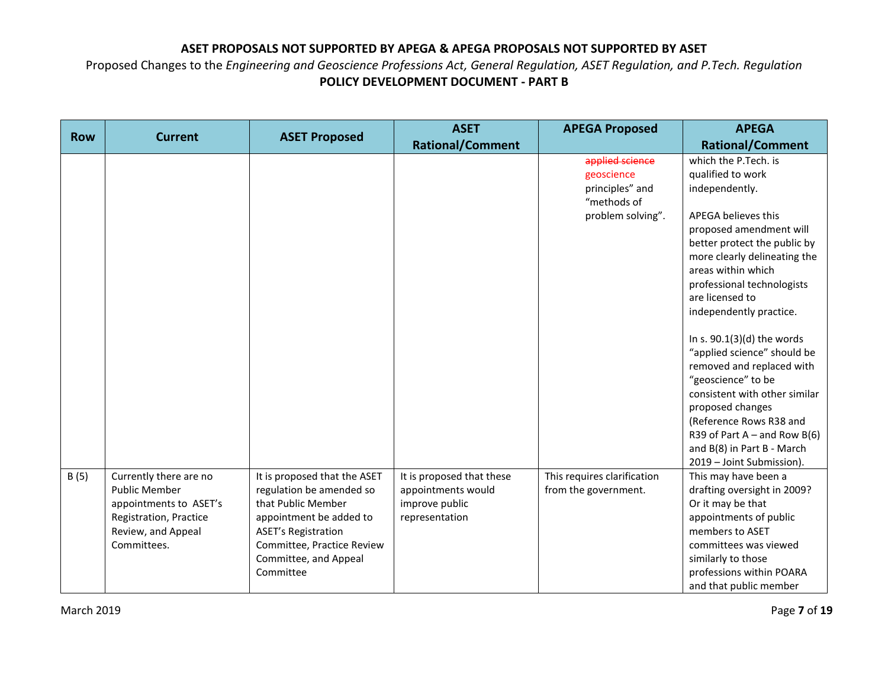**ASET PROPOSALS NOT SUPPORTED BY APEGA & APEGA PROPOSALS NOT SUPPORTED BY ASET**

Proposed Changes to the *Engineering and Geoscience Professions Act, General Regulation, ASET Regulation, and P.Tech. Regulation*

**POLICY DEVELOPMENT DOCUMENT - PART B**

| Row | Current | ASET Proposed | ASET Rational/Comment | APEGA Proposed | APEGA Rational/Comment |
|---|---|---|---|---|---|
| | | | | ~~applied science~~ geoscience principles" and "methods of problem solving". | which the P.Tech. is qualified to work independently.<br><br>APEGA believes this proposed amendment will better protect the public by more clearly delineating the areas within which professional technologists are licensed to independently practice.<br><br>In s. 90.1(3)(d) the words "applied science" should be removed and replaced with "geoscience" to be consistent with other similar proposed changes (Reference Rows R38 and R39 of Part A – and Row B(6) and B(8) in Part B - March 2019 – Joint Submission). |
| B (5) | Currently there are no Public Member appointments to ASET's Registration, Practice Review, and Appeal Committees. | It is proposed that the ASET regulation be amended so that Public Member appointment be added to ASET's Registration Committee, Practice Review Committee, and Appeal Committee | It is proposed that these appointments would improve public representation | This requires clarification from the government. | This may have been a drafting oversight in 2009? Or it may be that appointments of public members to ASET committees was viewed similarly to those professions within POARA and that public member |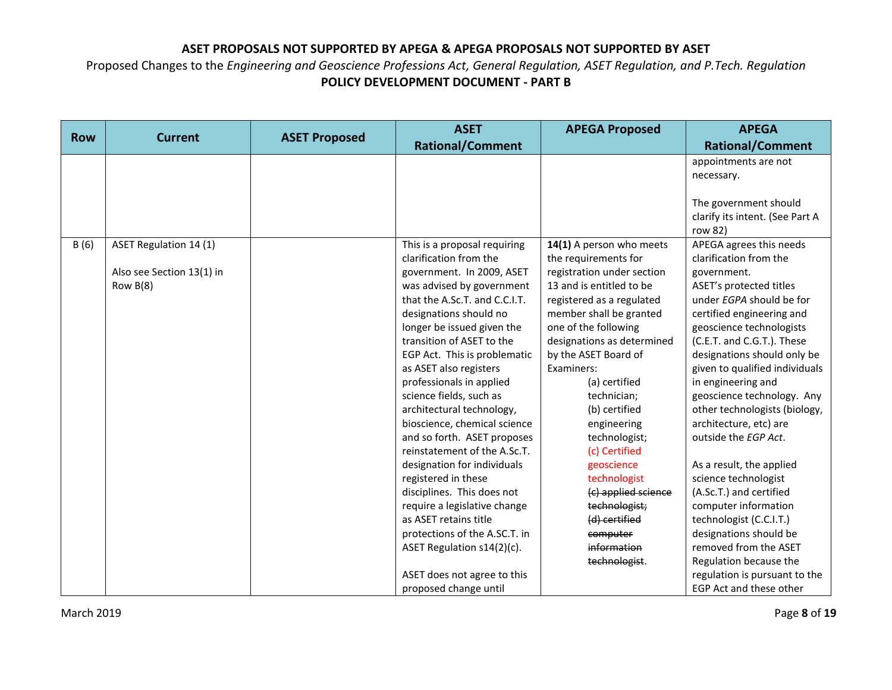**ASET PROPOSALS NOT SUPPORTED BY APEGA & APEGA PROPOSALS NOT SUPPORTED BY ASET**

Proposed Changes to the *Engineering and Geoscience Professions Act, General Regulation, ASET Regulation, and P.Tech. Regulation*

**POLICY DEVELOPMENT DOCUMENT - PART B**

| Row | Current | ASET Proposed | ASET Rational/Comment | APEGA Proposed | APEGA Rational/Comment |
|---|---|---|---|---|---|
| | | | | | appointments are not necessary.<br><br>The government should clarify its intent. (See Part A row 82) |
| B (6) | ASET Regulation 14 (1)<br><br>Also see Section 13(1) in Row B(8) | | This is a proposal requiring clarification from the government. In 2009, ASET was advised by government that the A.Sc.T. and C.C.I.T. designations should no longer be issued given the transition of ASET to the EGP Act. This is problematic as ASET also registers professionals in applied science fields, such as architectural technology, bioscience, chemical science and so forth. ASET proposes reinstatement of the A.Sc.T. designation for individuals registered in these disciplines. This does not require a legislative change as ASET retains title protections of the A.SC.T. in ASET Regulation s14(2)(c).<br><br>ASET does not agree to this proposed change until | **14(1)** A person who meets the requirements for registration under section 13 and is entitled to be registered as a regulated member shall be granted one of the following designations as determined by the ASET Board of Examiners:<br>(a) certified technician;<br>(b) certified engineering technologist;<br>(c) Certified geoscience technologist<br>~~(c) applied science technologist;~~<br>~~(d) certified computer information technologist~~. | APEGA agrees this needs clarification from the government.<br>ASET's protected titles under *EGPA* should be for certified engineering and geoscience technologists (C.E.T. and C.G.T.). These designations should only be given to qualified individuals in engineering and geoscience technology. Any other technologists (biology, architecture, etc) are outside the *EGP Act*.<br><br>As a result, the applied science technologist (A.Sc.T.) and certified computer information technologist (C.C.I.T.) designations should be removed from the ASET Regulation because the regulation is pursuant to the EGP Act and these other |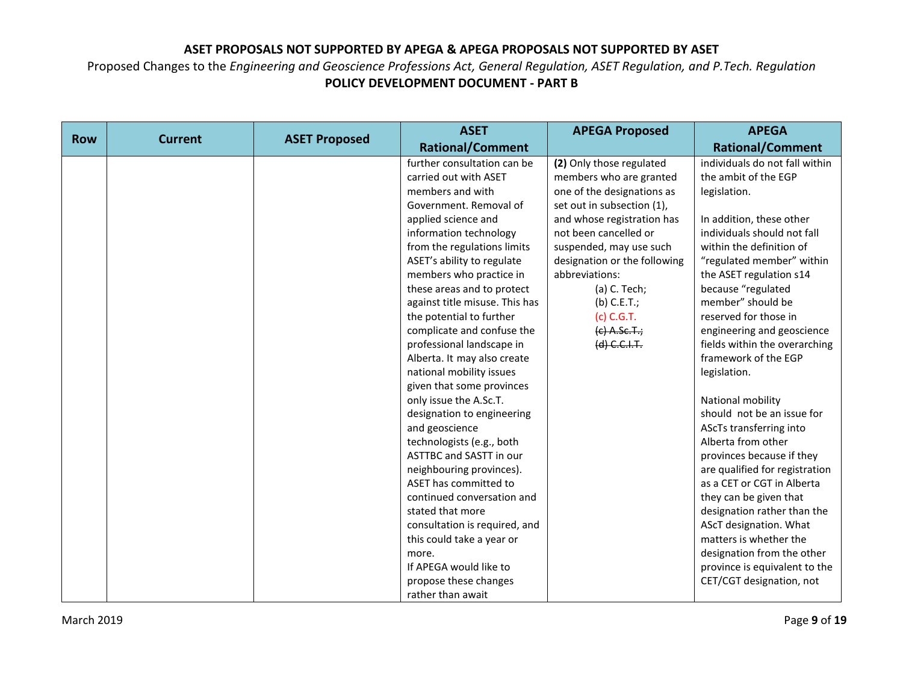**ASET PROPOSALS NOT SUPPORTED BY APEGA & APEGA PROPOSALS NOT SUPPORTED BY ASET**

Proposed Changes to the *Engineering and Geoscience Professions Act, General Regulation, ASET Regulation, and P.Tech. Regulation*

**POLICY DEVELOPMENT DOCUMENT - PART B**

| Row | Current | ASET Proposed | ASET Rational/Comment | APEGA Proposed | APEGA Rational/Comment |
|---|---|---|---|---|---|
| | | | further consultation can be carried out with ASET members and with Government. Removal of applied science and information technology from the regulations limits ASET's ability to regulate members who practice in these areas and to protect against title misuse. This has the potential to further complicate and confuse the professional landscape in Alberta. It may also create national mobility issues given that some provinces only issue the A.Sc.T. designation to engineering and geoscience technologists (e.g., both ASTTBC and SASTT in our neighbouring provinces). ASET has committed to continued conversation and stated that more consultation is required, and this could take a year or more.<br>If APEGA would like to propose these changes rather than await | **(2)** Only those regulated members who are granted one of the designations as set out in subsection (1), and whose registration has not been cancelled or suspended, may use such designation or the following abbreviations:<br>(a) C. Tech;<br>(b) C.E.T.;<br>(c) C.G.T.<br>~~(c) A.Sc.T.;~~<br>~~(d) C.C.I.T.~~ | individuals do not fall within the ambit of the EGP legislation.<br><br>In addition, these other individuals should not fall within the definition of "regulated member" within the ASET regulation s14 because "regulated member" should be reserved for those in engineering and geoscience fields within the overarching framework of the EGP legislation.<br><br>National mobility should not be an issue for AScTs transferring into Alberta from other provinces because if they are qualified for registration as a CET or CGT in Alberta they can be given that designation rather than the AScT designation. What matters is whether the designation from the other province is equivalent to the CET/CGT designation, not |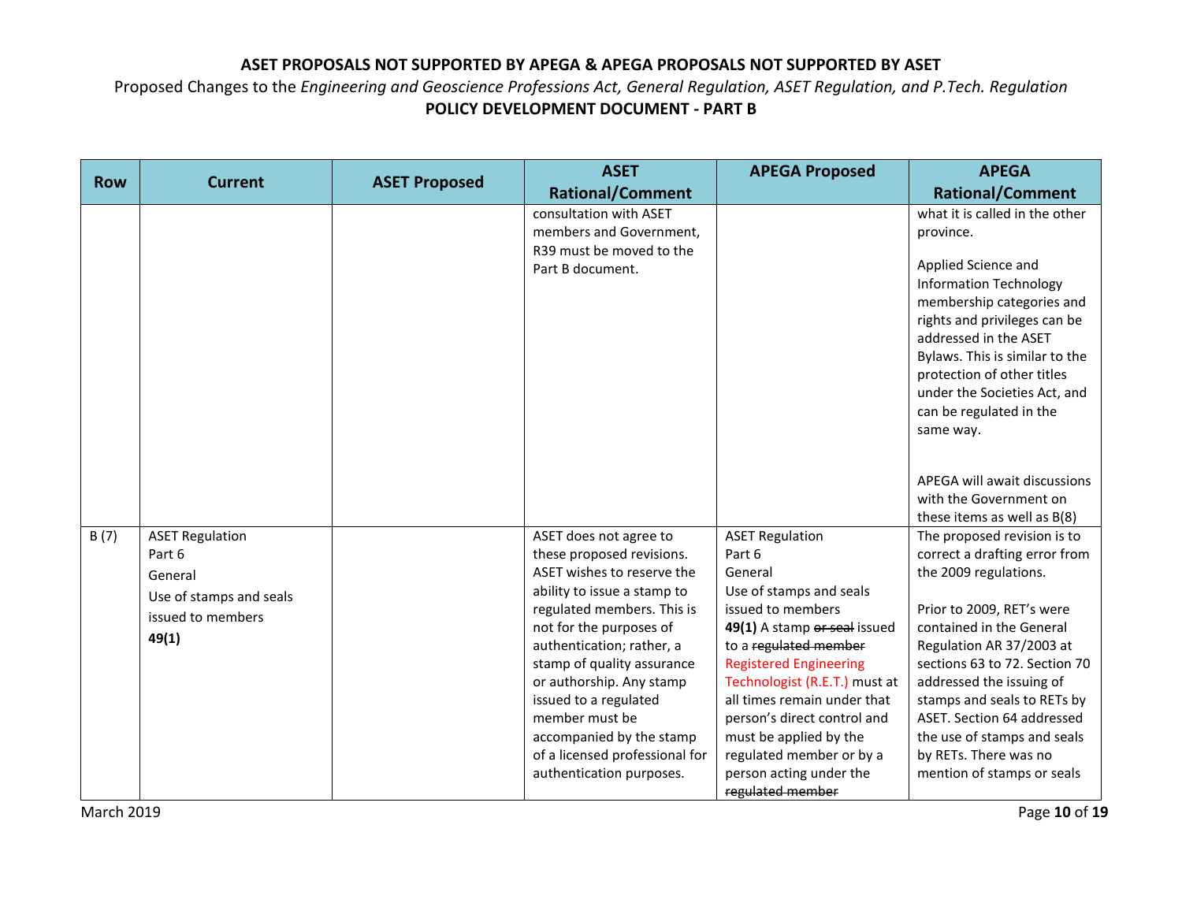**ASET PROPOSALS NOT SUPPORTED BY APEGA & APEGA PROPOSALS NOT SUPPORTED BY ASET**

Proposed Changes to the *Engineering and Geoscience Professions Act, General Regulation, ASET Regulation, and P.Tech. Regulation*

**POLICY DEVELOPMENT DOCUMENT - PART B**

| Row | Current | ASET Proposed | ASET Rational/Comment | APEGA Proposed | APEGA Rational/Comment |
|---|---|---|---|---|---|
| | | | consultation with ASET members and Government, R39 must be moved to the Part B document. | | what it is called in the other province.<br><br>Applied Science and Information Technology membership categories and rights and privileges can be addressed in the ASET Bylaws. This is similar to the protection of other titles under the Societies Act, and can be regulated in the same way.<br><br>APEGA will await discussions with the Government on these items as well as B(8) |
| B (7) | ASET Regulation<br>Part 6<br>General<br>Use of stamps and seals issued to members<br>**49(1)** | | ASET does not agree to these proposed revisions. ASET wishes to reserve the ability to issue a stamp to regulated members. This is not for the purposes of authentication; rather, a stamp of quality assurance or authorship. Any stamp issued to a regulated member must be accompanied by the stamp of a licensed professional for authentication purposes. | ASET Regulation<br>Part 6<br>General<br>Use of stamps and seals issued to members<br>**49(1)** A stamp ~~or seal~~ issued to a ~~regulated member~~ Registered Engineering Technologist (R.E.T.) must at all times remain under that person's direct control and must be applied by the regulated member or by a person acting under the ~~regulated member~~ | The proposed revision is to correct a drafting error from the 2009 regulations.<br><br>Prior to 2009, RET's were contained in the General Regulation AR 37/2003 at sections 63 to 72. Section 70 addressed the issuing of stamps and seals to RETs by ASET. Section 64 addressed the use of stamps and seals by RETs. There was no mention of stamps or seals |

March 2019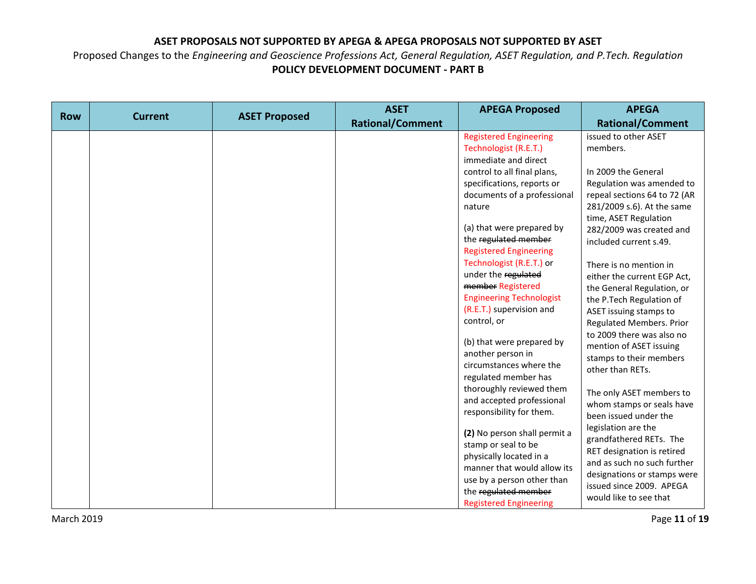**ASET PROPOSALS NOT SUPPORTED BY APEGA & APEGA PROPOSALS NOT SUPPORTED BY ASET**

Proposed Changes to the *Engineering and Geoscience Professions Act, General Regulation, ASET Regulation, and P.Tech. Regulation*

**POLICY DEVELOPMENT DOCUMENT - PART B**

| Row | Current | ASET Proposed | ASET Rational/Comment | APEGA Proposed | APEGA Rational/Comment |
|---|---|---|---|---|---|
| | | | | Registered Engineering Technologist (R.E.T.) immediate and direct control to all final plans, specifications, reports or documents of a professional nature<br><br>(a) that were prepared by the ~~regulated member~~ Registered Engineering Technologist (R.E.T.) or under the ~~regulated member~~ Registered Engineering Technologist (R.E.T.) supervision and control, or<br><br>(b) that were prepared by another person in circumstances where the regulated member has thoroughly reviewed them and accepted professional responsibility for them.<br><br>**(2)** No person shall permit a stamp or seal to be physically located in a manner that would allow its use by a person other than the ~~regulated member~~ Registered Engineering | issued to other ASET members.<br><br>In 2009 the General Regulation was amended to repeal sections 64 to 72 (AR 281/2009 s.6). At the same time, ASET Regulation 282/2009 was created and included current s.49.<br><br>There is no mention in either the current EGP Act, the General Regulation, or the P.Tech Regulation of ASET issuing stamps to Regulated Members. Prior to 2009 there was also no mention of ASET issuing stamps to their members other than RETs.<br><br>The only ASET members to whom stamps or seals have been issued under the legislation are the grandfathered RETs. The RET designation is retired and as such no such further designations or stamps were issued since 2009. APEGA would like to see that |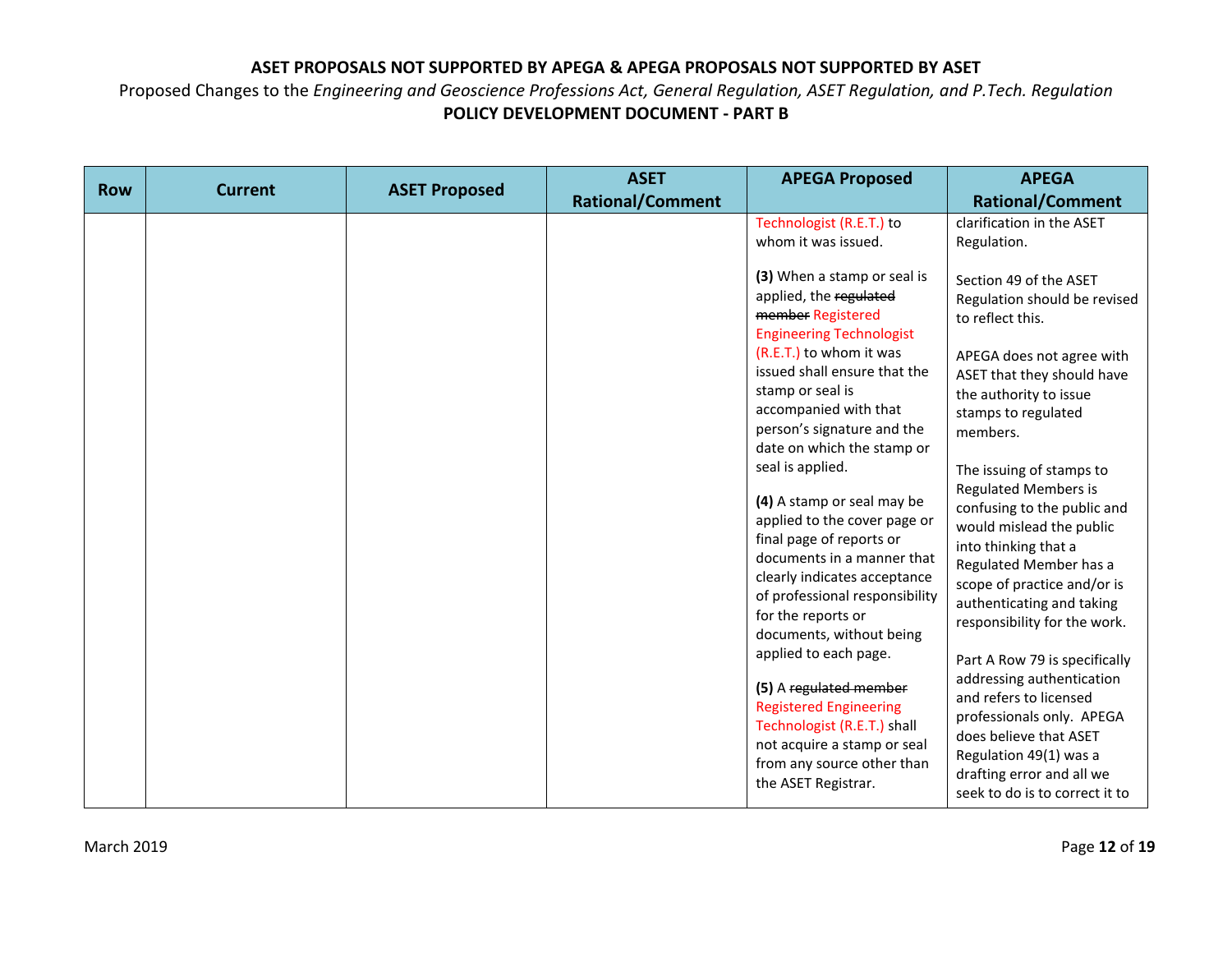**ASET PROPOSALS NOT SUPPORTED BY APEGA & APEGA PROPOSALS NOT SUPPORTED BY ASET**

Proposed Changes to the *Engineering and Geoscience Professions Act, General Regulation, ASET Regulation, and P.Tech. Regulation*

**POLICY DEVELOPMENT DOCUMENT - PART B**

| Row | Current | ASET Proposed | ASET Rational/Comment | APEGA Proposed | APEGA Rational/Comment |
|---|---|---|---|---|---|
| | | | | Technologist (R.E.T.) to whom it was issued.<br><br>**(3)** When a stamp or seal is applied, the ~~regulated member~~ Registered Engineering Technologist (R.E.T.) to whom it was issued shall ensure that the stamp or seal is accompanied with that person's signature and the date on which the stamp or seal is applied.<br><br>**(4)** A stamp or seal may be applied to the cover page or final page of reports or documents in a manner that clearly indicates acceptance of professional responsibility for the reports or documents, without being applied to each page.<br><br>**(5)** A ~~regulated member~~ Registered Engineering Technologist (R.E.T.) shall not acquire a stamp or seal from any source other than the ASET Registrar. | clarification in the ASET Regulation.<br><br>Section 49 of the ASET Regulation should be revised to reflect this.<br><br>APEGA does not agree with ASET that they should have the authority to issue stamps to regulated members.<br><br>The issuing of stamps to Regulated Members is confusing to the public and would mislead the public into thinking that a Regulated Member has a scope of practice and/or is authenticating and taking responsibility for the work.<br><br>Part A Row 79 is specifically addressing authentication and refers to licensed professionals only. APEGA does believe that ASET Regulation 49(1) was a drafting error and all we seek to do is to correct it to |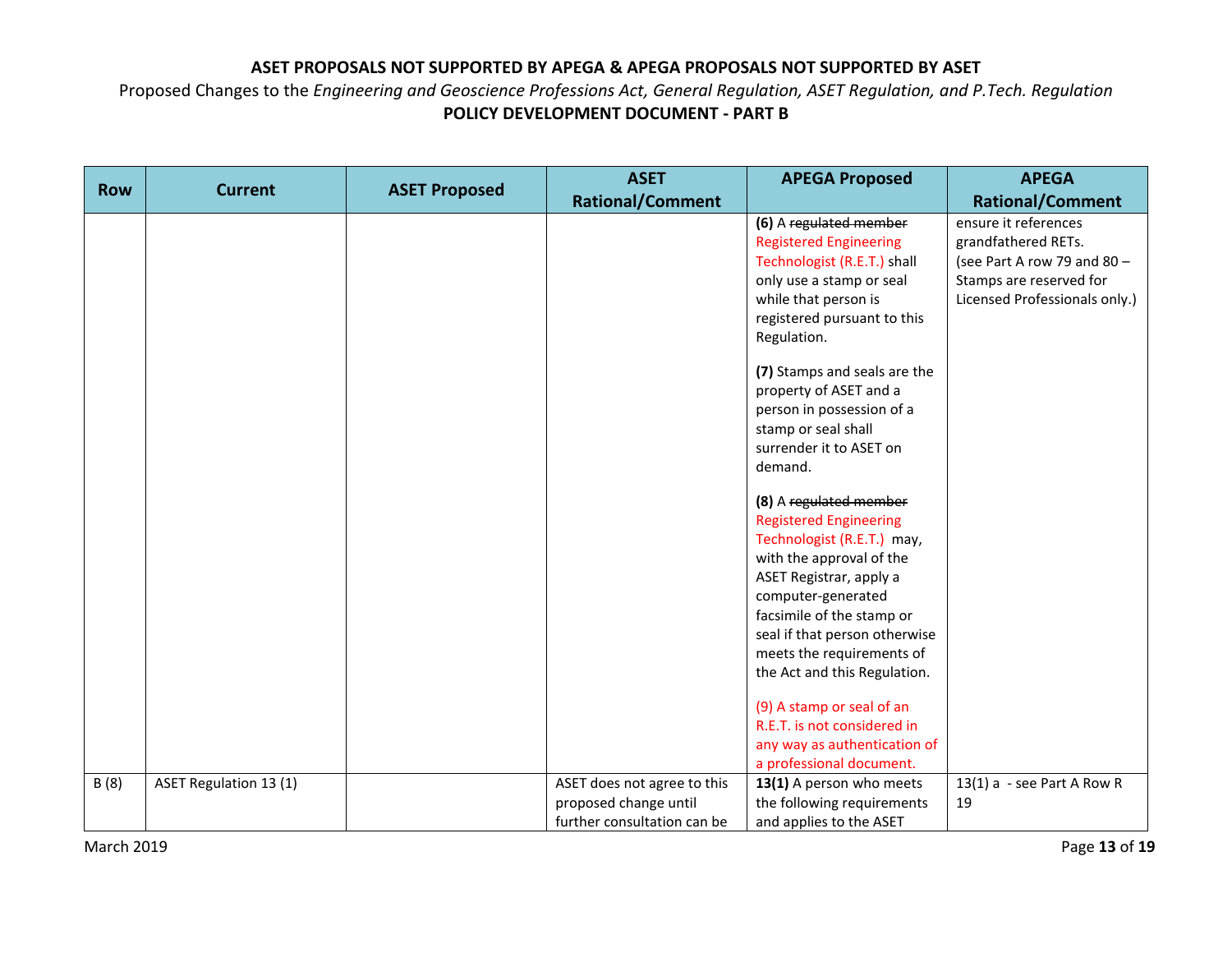**ASET PROPOSALS NOT SUPPORTED BY APEGA & APEGA PROPOSALS NOT SUPPORTED BY ASET**

Proposed Changes to the *Engineering and Geoscience Professions Act, General Regulation, ASET Regulation, and P.Tech. Regulation*

**POLICY DEVELOPMENT DOCUMENT - PART B**

| Row | Current | ASET Proposed | ASET Rational/Comment | APEGA Proposed | APEGA Rational/Comment |
|---|---|---|---|---|---|
| | | | | **(6)** A ~~regulated member~~ Registered Engineering Technologist (R.E.T.) shall only use a stamp or seal while that person is registered pursuant to this Regulation.<br><br>**(7)** Stamps and seals are the property of ASET and a person in possession of a stamp or seal shall surrender it to ASET on demand.<br><br>**(8)** A ~~regulated member~~ Registered Engineering Technologist (R.E.T.) may, with the approval of the ASET Registrar, apply a computer-generated facsimile of the stamp or seal if that person otherwise meets the requirements of the Act and this Regulation.<br><br>(9) A stamp or seal of an R.E.T. is not considered in any way as authentication of a professional document. | ensure it references grandfathered RETs.<br>(see Part A row 79 and 80 – Stamps are reserved for Licensed Professionals only.) |
| B (8) | ASET Regulation 13 (1) | | ASET does not agree to this proposed change until further consultation can be | **13(1)** A person who meets the following requirements and applies to the ASET | 13(1) a - see Part A Row R 19 |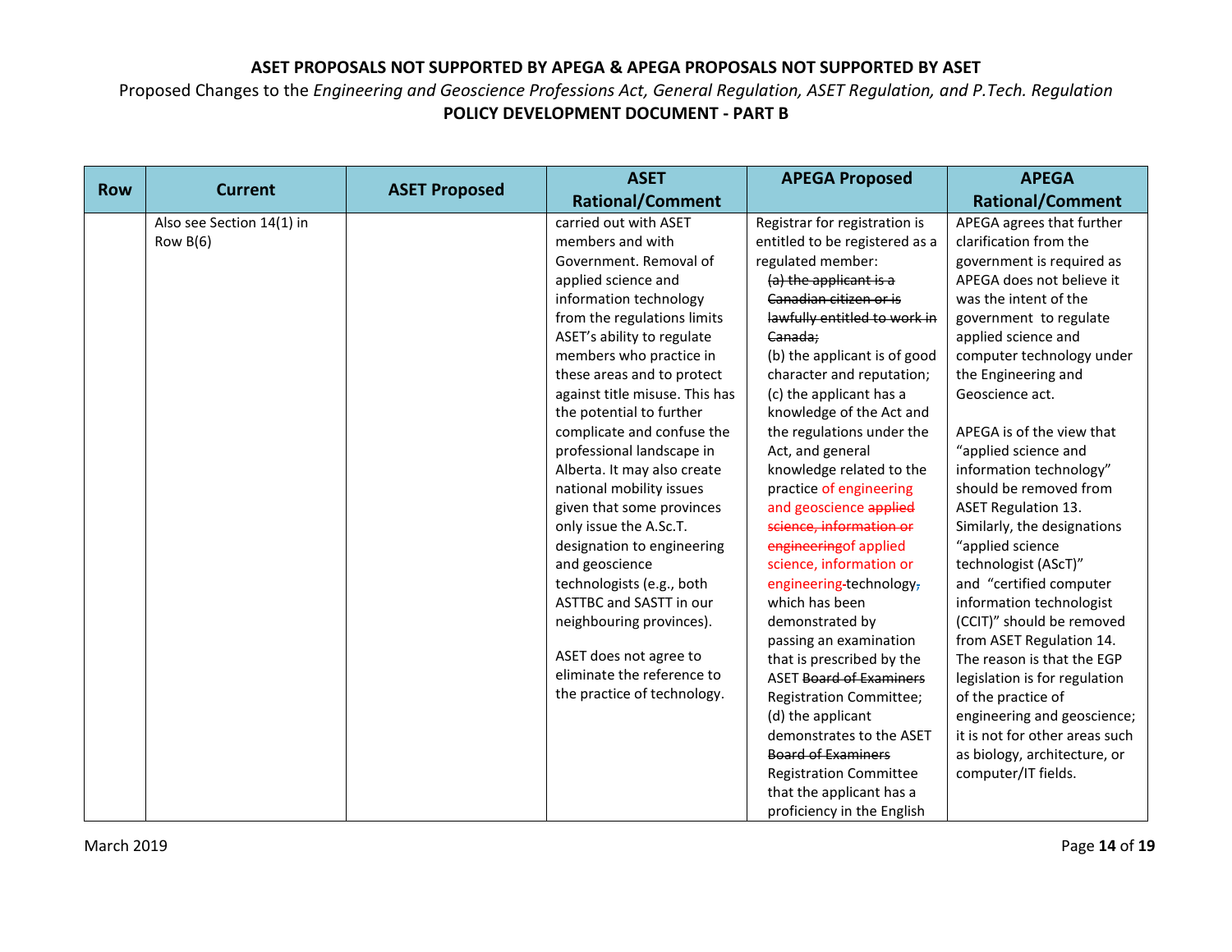**ASET PROPOSALS NOT SUPPORTED BY APEGA & APEGA PROPOSALS NOT SUPPORTED BY ASET**

Proposed Changes to the *Engineering and Geoscience Professions Act, General Regulation, ASET Regulation, and P.Tech. Regulation*

**POLICY DEVELOPMENT DOCUMENT - PART B**

| Row | Current | ASET Proposed | ASET Rational/Comment | APEGA Proposed | APEGA Rational/Comment |
|---|---|---|---|---|---|
| | Also see Section 14(1) in Row B(6) | | carried out with ASET members and with Government. Removal of applied science and information technology from the regulations limits ASET's ability to regulate members who practice in these areas and to protect against title misuse. This has the potential to further complicate and confuse the professional landscape in Alberta. It may also create national mobility issues given that some provinces only issue the A.Sc.T. designation to engineering and geoscience technologists (e.g., both ASTTBC and SASTT in our neighbouring provinces).<br><br>ASET does not agree to eliminate the reference to the practice of technology. | Registrar for registration is entitled to be registered as a regulated member:<br>~~(a) the applicant is a Canadian citizen or is lawfully entitled to work in Canada;~~<br>(b) the applicant is of good character and reputation;<br>(c) the applicant has a knowledge of the Act and the regulations under the Act, and general knowledge related to the practice of engineering and geoscience ~~applied science, information or engineering~~of applied science, information or engineering ~~-~~technology~~,~~ which has been demonstrated by passing an examination that is prescribed by the ASET ~~Board of Examiners~~ Registration Committee;<br>(d) the applicant demonstrates to the ASET ~~Board of Examiners~~ Registration Committee that the applicant has a proficiency in the English | APEGA agrees that further clarification from the government is required as APEGA does not believe it was the intent of the government to regulate applied science and computer technology under the Engineering and Geoscience act.<br><br>APEGA is of the view that "applied science and information technology" should be removed from ASET Regulation 13. Similarly, the designations "applied science technologist (AScT)" and "certified computer information technologist (CCIT)" should be removed from ASET Regulation 14. The reason is that the EGP legislation is for regulation of the practice of engineering and geoscience; it is not for other areas such as biology, architecture, or computer/IT fields. |

March 2019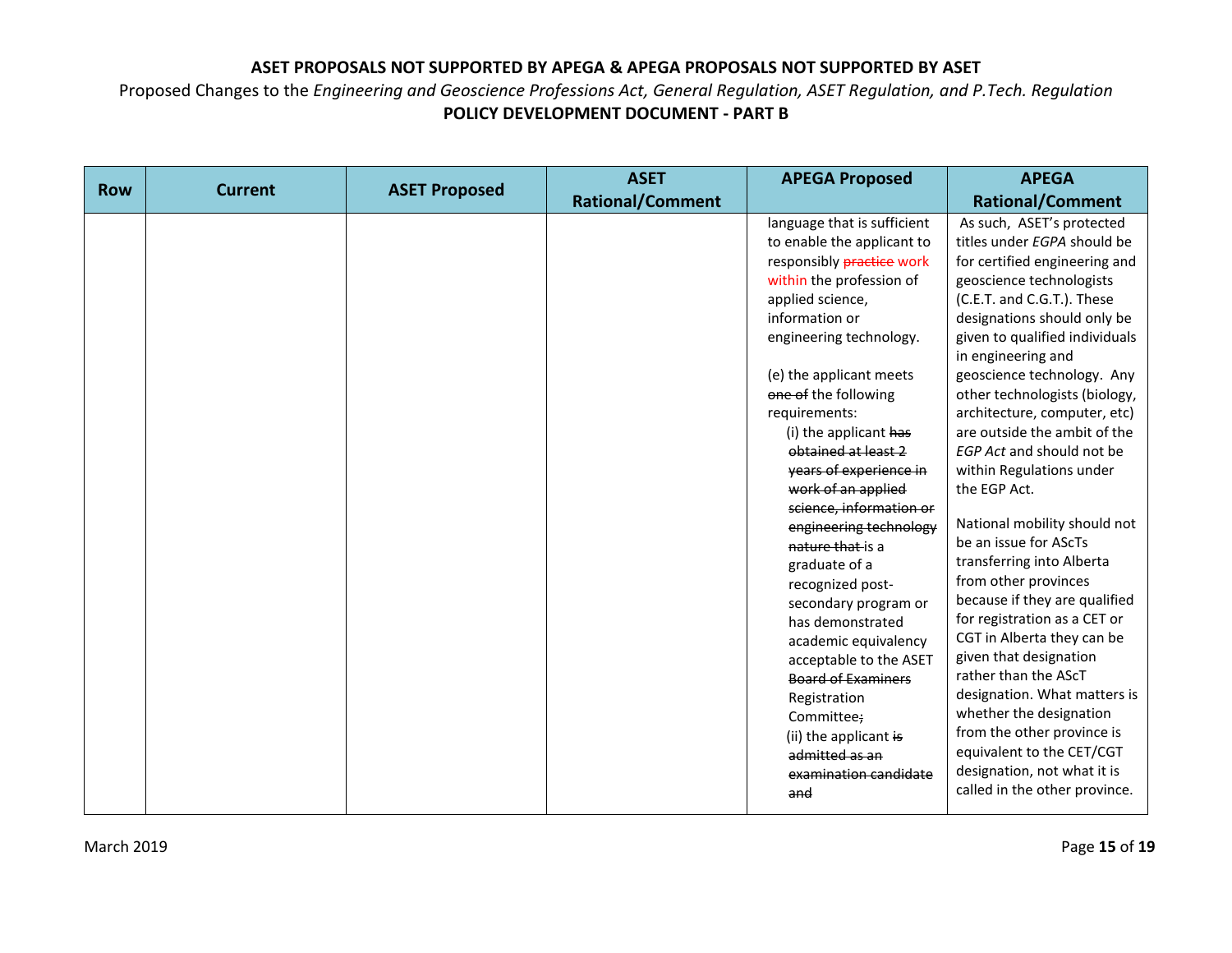**ASET PROPOSALS NOT SUPPORTED BY APEGA & APEGA PROPOSALS NOT SUPPORTED BY ASET**

Proposed Changes to the *Engineering and Geoscience Professions Act, General Regulation, ASET Regulation, and P.Tech. Regulation*

**POLICY DEVELOPMENT DOCUMENT - PART B**

| Row | Current | ASET Proposed | ASET Rational/Comment | APEGA Proposed | APEGA Rational/Comment |
|---|---|---|---|---|---|
| | | | | language that is sufficient to enable the applicant to responsibly ~~practice~~ work within the profession of applied science, information or engineering technology.<br><br>(e) the applicant meets ~~one of~~ the following requirements:<br>(i) the applicant ~~has obtained at least 2 years of experience in work of an applied science, information or engineering technology nature that~~ is a graduate of a recognized post-secondary program or has demonstrated academic equivalency acceptable to the ASET ~~Board of Examiners~~ Registration Committee~~;~~<br>(ii) the applicant ~~is admitted as an examination candidate and~~ | As such, ASET's protected titles under *EGPA* should be for certified engineering and geoscience technologists (C.E.T. and C.G.T.). These designations should only be given to qualified individuals in engineering and geoscience technology. Any other technologists (biology, architecture, computer, etc) are outside the ambit of the *EGP Act* and should not be within Regulations under the EGP Act.<br><br>National mobility should not be an issue for AScTs transferring into Alberta from other provinces because if they are qualified for registration as a CET or CGT in Alberta they can be given that designation rather than the AScT designation. What matters is whether the designation from the other province is equivalent to the CET/CGT designation, not what it is called in the other province. |

March 2019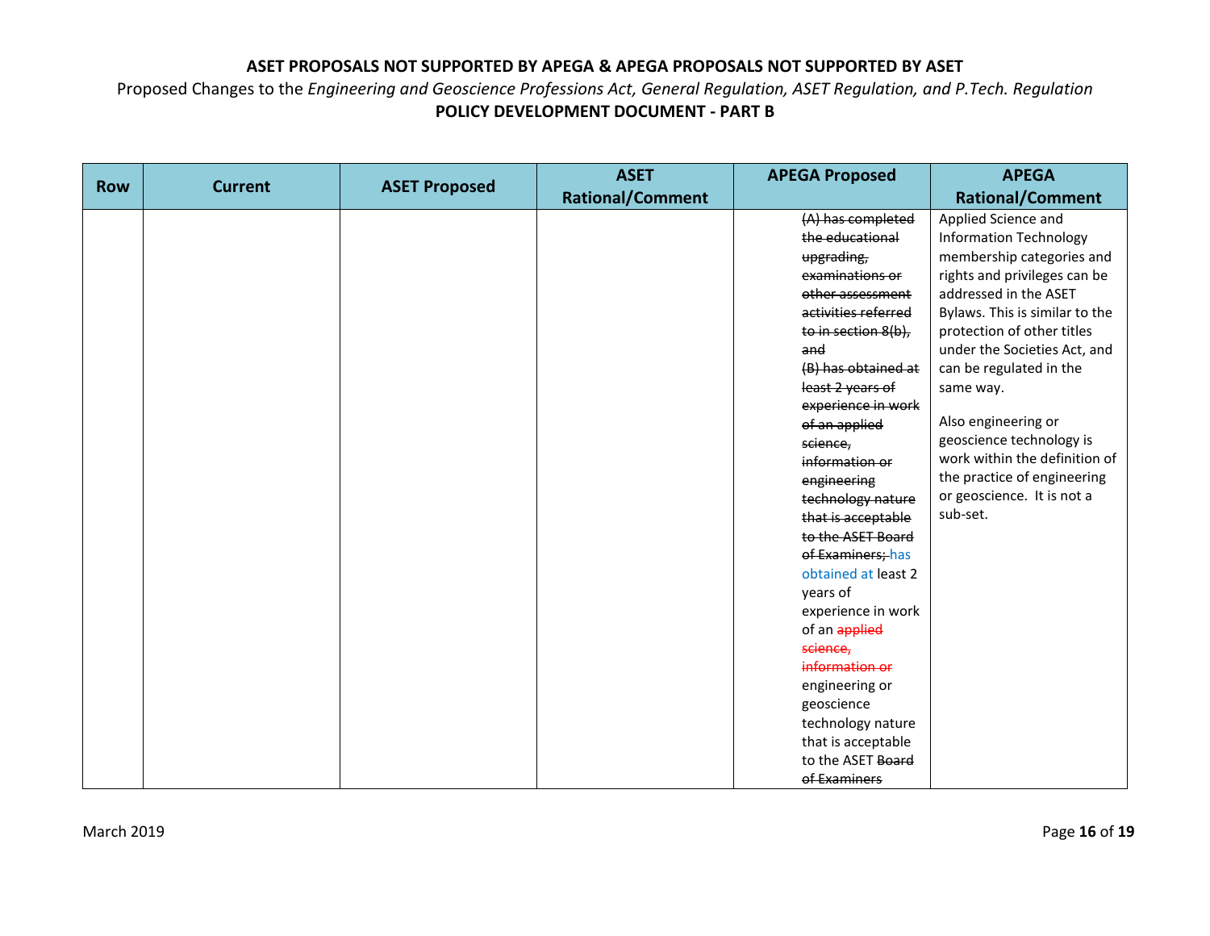**ASET PROPOSALS NOT SUPPORTED BY APEGA & APEGA PROPOSALS NOT SUPPORTED BY ASET**

Proposed Changes to the *Engineering and Geoscience Professions Act, General Regulation, ASET Regulation, and P.Tech. Regulation*

**POLICY DEVELOPMENT DOCUMENT - PART B**

| Row | Current | ASET Proposed | ASET Rational/Comment | APEGA Proposed | APEGA Rational/Comment |
|---|---|---|---|---|---|
| | | | | ~~(A) has completed the educational upgrading, examinations or other assessment activities referred to in section 8(b), and~~ ~~(B) has obtained at least 2 years of experience in work of an applied science, information or engineering technology nature that is acceptable to the ASET Board of Examiners;~~ has obtained at least 2 years of experience in work of an ~~applied science, information or~~ engineering or geoscience technology nature that is acceptable to the ASET ~~Board of Examiners~~ | Applied Science and Information Technology membership categories and rights and privileges can be addressed in the ASET Bylaws. This is similar to the protection of other titles under the Societies Act, and can be regulated in the same way.<br><br>Also engineering or geoscience technology is work within the definition of the practice of engineering or geoscience. It is not a sub-set. |

March 2019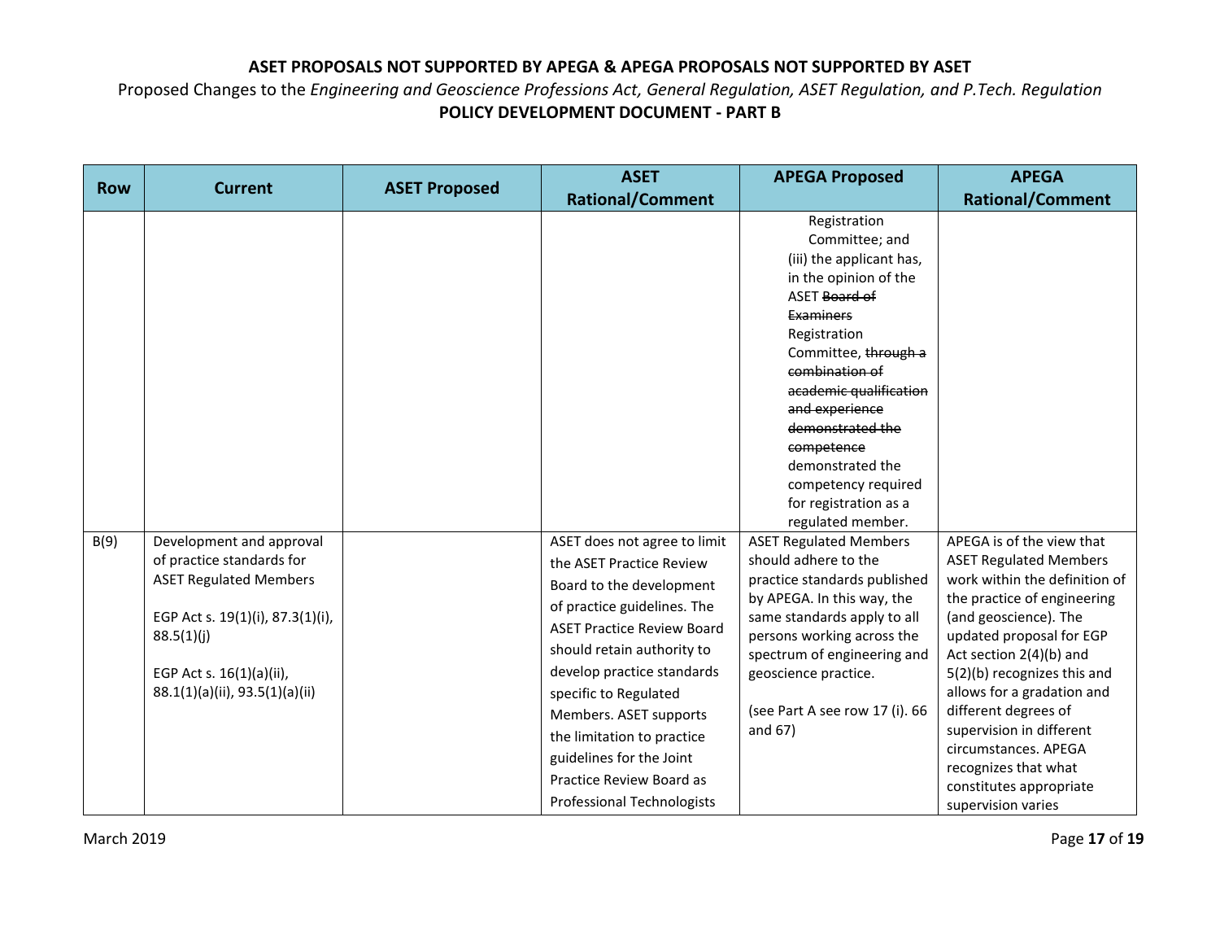**ASET PROPOSALS NOT SUPPORTED BY APEGA & APEGA PROPOSALS NOT SUPPORTED BY ASET**

Proposed Changes to the *Engineering and Geoscience Professions Act, General Regulation, ASET Regulation, and P.Tech. Regulation*

**POLICY DEVELOPMENT DOCUMENT - PART B**

| Row | Current | ASET Proposed | ASET Rational/Comment | APEGA Proposed | APEGA Rational/Comment |
|---|---|---|---|---|---|
| | | | | Registration Committee; and (iii) the applicant has, in the opinion of the ASET ~~Board of Examiners~~ Registration Committee, ~~through a combination of academic qualification and experience demonstrated the competence~~ demonstrated the competency required for registration as a regulated member. | |
| B(9) | Development and approval of practice standards for ASET Regulated Members<br><br>EGP Act s. 19(1)(i), 87.3(1)(i), 88.5(1)(j)<br><br>EGP Act s. 16(1)(a)(ii), 88.1(1)(a)(ii), 93.5(1)(a)(ii) | | ASET does not agree to limit the ASET Practice Review Board to the development of practice guidelines. The ASET Practice Review Board should retain authority to develop practice standards specific to Regulated Members. ASET supports the limitation to practice guidelines for the Joint Practice Review Board as Professional Technologists | ASET Regulated Members should adhere to the practice standards published by APEGA. In this way, the same standards apply to all persons working across the spectrum of engineering and geoscience practice.<br><br>(see Part A see row 17 (i). 66 and 67) | APEGA is of the view that ASET Regulated Members work within the definition of the practice of engineering (and geoscience). The updated proposal for EGP Act section 2(4)(b) and 5(2)(b) recognizes this and allows for a gradation and different degrees of supervision in different circumstances. APEGA recognizes that what constitutes appropriate supervision varies |

March 2019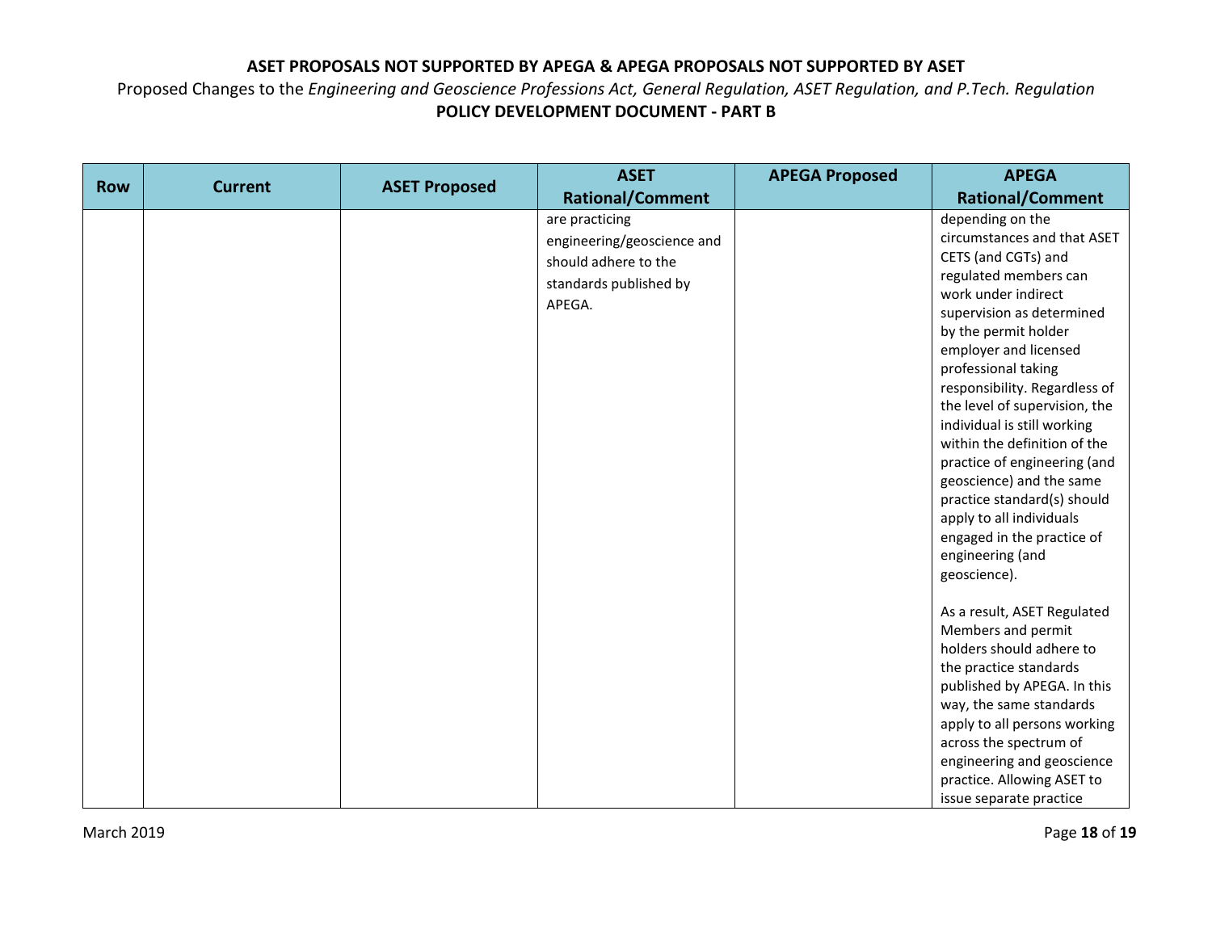**ASET PROPOSALS NOT SUPPORTED BY APEGA & APEGA PROPOSALS NOT SUPPORTED BY ASET**

Proposed Changes to the *Engineering and Geoscience Professions Act, General Regulation, ASET Regulation, and P.Tech. Regulation*

**POLICY DEVELOPMENT DOCUMENT - PART B**

| Row | Current | ASET Proposed | ASET Rational/Comment | APEGA Proposed | APEGA Rational/Comment |
|---|---|---|---|---|---|
| | | | are practicing engineering/geoscience and should adhere to the standards published by APEGA. | | depending on the circumstances and that ASET CETS (and CGTs) and regulated members can work under indirect supervision as determined by the permit holder employer and licensed professional taking responsibility. Regardless of the level of supervision, the individual is still working within the definition of the practice of engineering (and geoscience) and the same practice standard(s) should apply to all individuals engaged in the practice of engineering (and geoscience).<br><br>As a result, ASET Regulated Members and permit holders should adhere to the practice standards published by APEGA. In this way, the same standards apply to all persons working across the spectrum of engineering and geoscience practice. Allowing ASET to issue separate practice |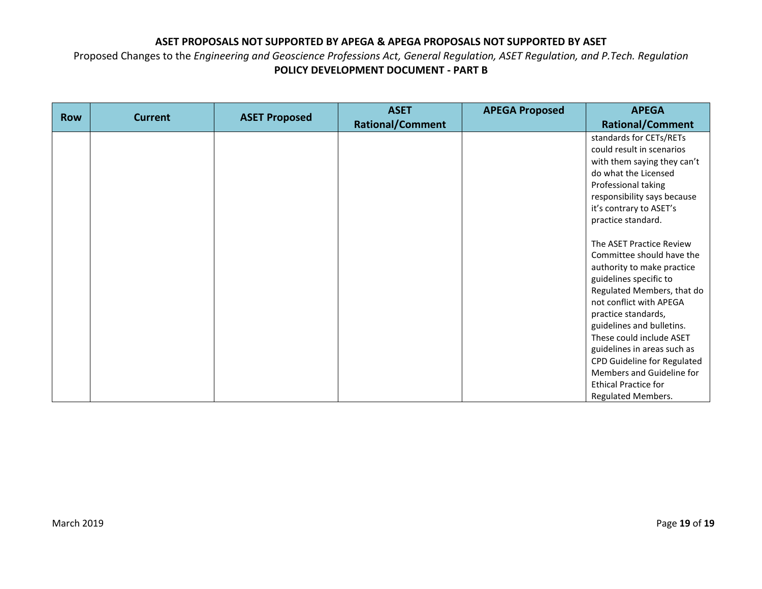| Row | Current | ASET Proposed | ASET Rational/Comment | APEGA Proposed | APEGA Rational/Comment |
|---|---|---|---|---|---|
| | | | | | standards for CETs/RETs could result in scenarios with them saying they can't do what the Licensed Professional taking responsibility says because it's contrary to ASET's practice standard.<br><br>The ASET Practice Review Committee should have the authority to make practice guidelines specific to Regulated Members, that do not conflict with APEGA practice standards, guidelines and bulletins. These could include ASET guidelines in areas such as CPD Guideline for Regulated Members and Guideline for Ethical Practice for Regulated Members. |